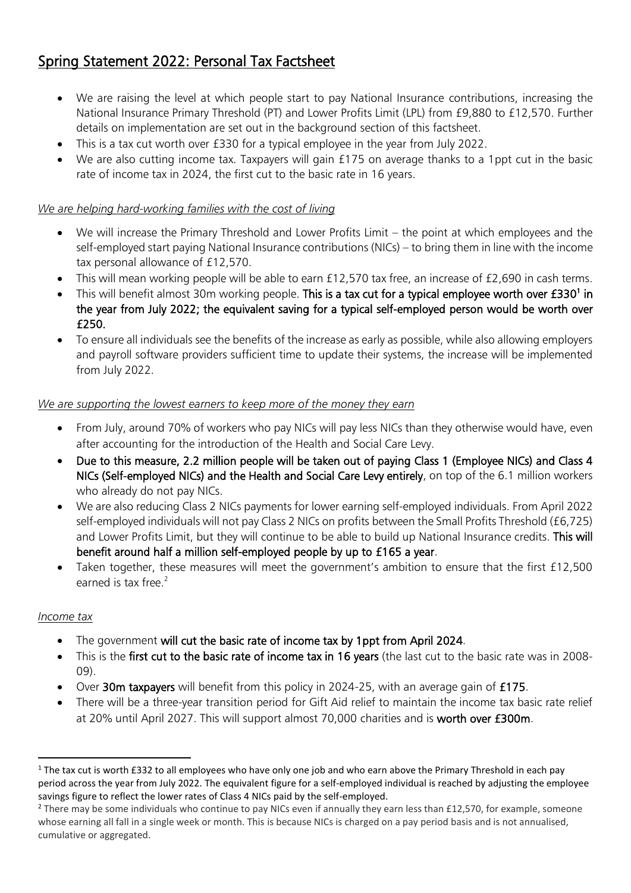# Spring Statement 2022: Personal Tax Factsheet

- We are raising the level at which people start to pay National Insurance contributions, increasing the National Insurance Primary Threshold (PT) and Lower Profits Limit (LPL) from £9,880 to £12,570. Further details on implementation are set out in the background section of this factsheet.
- This is a tax cut worth over £330 for a typical employee in the year from July 2022.
- We are also cutting income tax. Taxpayers will gain £175 on average thanks to a 1ppt cut in the basic rate of income tax in 2024, the first cut to the basic rate in 16 years.

*We are helping hard-working families with the cost of living*

- We will increase the Primary Threshold and Lower Profits Limit – the point at which employees and the self-employed start paying National Insurance contributions (NICs) – to bring them in line with the income tax personal allowance of £12,570.
- This will mean working people will be able to earn £12,570 tax free, an increase of £2,690 in cash terms.
- This will benefit almost 30m working people. **This is a tax cut for a typical employee worth over £330[1] in the year from July 2022; the equivalent saving for a typical self-employed person would be worth over £250.**
- To ensure all individuals see the benefits of the increase as early as possible, while also allowing employers and payroll software providers sufficient time to update their systems, the increase will be implemented from July 2022.

*We are supporting the lowest earners to keep more of the money they earn*

- From July, around 70% of workers who pay NICs will pay less NICs than they otherwise would have, even after accounting for the introduction of the Health and Social Care Levy.
- **Due to this measure, 2.2 million people will be taken out of paying Class 1 (Employee NICs) and Class 4 NICs (Self-employed NICs) and the Health and Social Care Levy entirely**, on top of the 6.1 million workers who already do not pay NICs.
- We are also reducing Class 2 NICs payments for lower earning self-employed individuals. From April 2022 self-employed individuals will not pay Class 2 NICs on profits between the Small Profits Threshold (£6,725) and Lower Profits Limit, but they will continue to be able to build up National Insurance credits. **This will benefit around half a million self-employed people by up to £165 a year**.
- Taken together, these measures will meet the government's ambition to ensure that the first £12,500 earned is tax free.[2]

*Income tax*

- The government **will cut the basic rate of income tax by 1ppt from April 2024**.
- This is the **first cut to the basic rate of income tax in 16 years** (the last cut to the basic rate was in 2008-09).
- Over **30m taxpayers** will benefit from this policy in 2024-25, with an average gain of **£175**.
- There will be a three-year transition period for Gift Aid relief to maintain the income tax basic rate relief at 20% until April 2027. This will support almost 70,000 charities and is **worth over £300m**.

---

[1] The tax cut is worth £332 to all employees who have only one job and who earn above the Primary Threshold in each pay period across the year from July 2022. The equivalent figure for a self-employed individual is reached by adjusting the employee savings figure to reflect the lower rates of Class 4 NICs paid by the self-employed.

[2] There may be some individuals who continue to pay NICs even if annually they earn less than £12,570, for example, someone whose earning all fall in a single week or month. This is because NICs is charged on a pay period basis and is not annualised, cumulative or aggregated.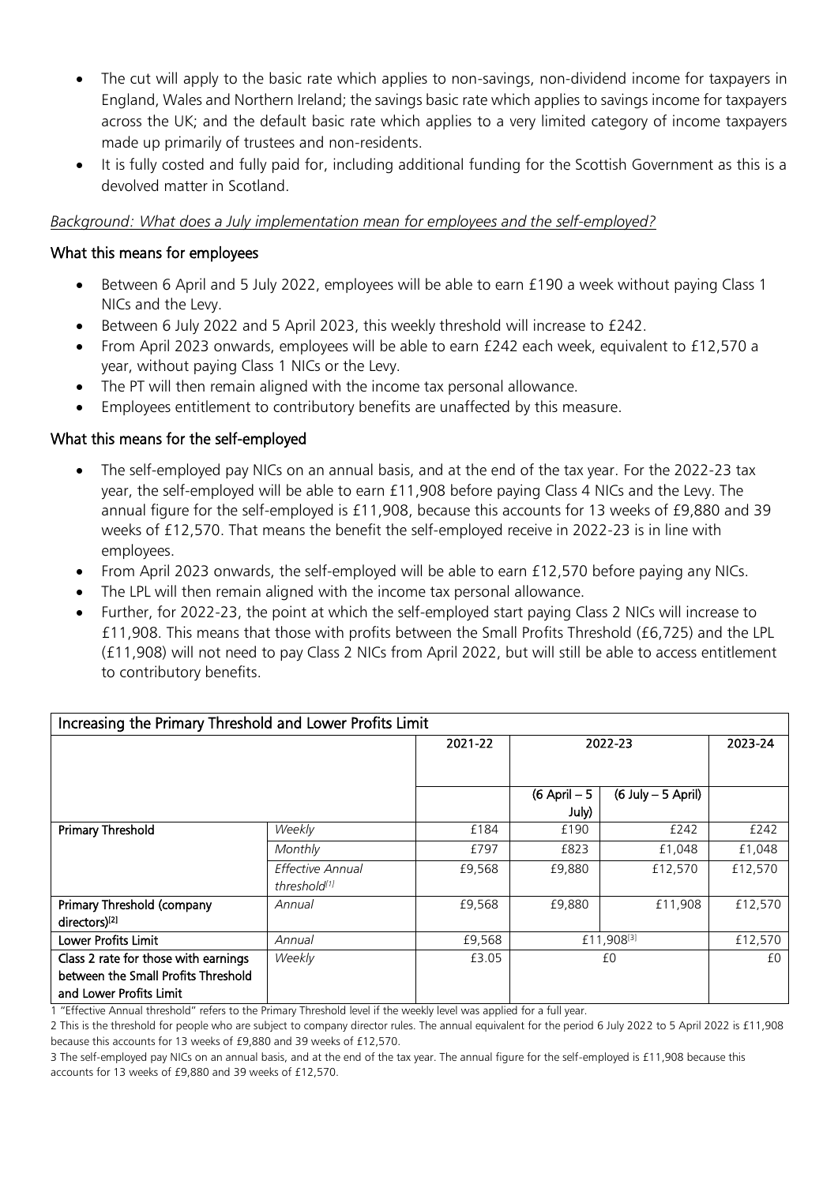- The cut will apply to the basic rate which applies to non-savings, non-dividend income for taxpayers in England, Wales and Northern Ireland; the savings basic rate which applies to savings income for taxpayers across the UK; and the default basic rate which applies to a very limited category of income taxpayers made up primarily of trustees and non-residents.
- It is fully costed and fully paid for, including additional funding for the Scottish Government as this is a devolved matter in Scotland.

*Background: What does a July implementation mean for employees and the self-employed?*

## What this means for employees

- Between 6 April and 5 July 2022, employees will be able to earn £190 a week without paying Class 1 NICs and the Levy.
- Between 6 July 2022 and 5 April 2023, this weekly threshold will increase to £242.
- From April 2023 onwards, employees will be able to earn £242 each week, equivalent to £12,570 a year, without paying Class 1 NICs or the Levy.
- The PT will then remain aligned with the income tax personal allowance.
- Employees entitlement to contributory benefits are unaffected by this measure.

## What this means for the self-employed

- The self-employed pay NICs on an annual basis, and at the end of the tax year. For the 2022-23 tax year, the self-employed will be able to earn £11,908 before paying Class 4 NICs and the Levy. The annual figure for the self-employed is £11,908, because this accounts for 13 weeks of £9,880 and 39 weeks of £12,570. That means the benefit the self-employed receive in 2022-23 is in line with employees.
- From April 2023 onwards, the self-employed will be able to earn £12,570 before paying any NICs.
- The LPL will then remain aligned with the income tax personal allowance.
- Further, for 2022-23, the point at which the self-employed start paying Class 2 NICs will increase to £11,908. This means that those with profits between the Small Profits Threshold (£6,725) and the LPL (£11,908) will not need to pay Class 2 NICs from April 2022, but will still be able to access entitlement to contributory benefits.

| Increasing the Primary Threshold and Lower Profits Limit | | | | | |
|---|---|---|---|---|---|
| | | 2021-22 | 2022-23 | | 2023-24 |
| | | | (6 April – 5 July) | (6 July – 5 April) | |
| **Primary Threshold** | *Weekly* | £184 | £190 | £242 | £242 |
| | *Monthly* | £797 | £823 | £1,048 | £1,048 |
| | *Effective Annual threshold*[1] | £9,568 | £9,880 | £12,570 | £12,570 |
| **Primary Threshold (company directors)**[2] | *Annual* | £9,568 | £9,880 | £11,908 | £12,570 |
| **Lower Profits Limit** | *Annual* | £9,568 | £11,908[3] | | £12,570 |
| **Class 2 rate for those with earnings between the Small Profits Threshold and Lower Profits Limit** | *Weekly* | £3.05 | £0 | | £0 |

1 "Effective Annual threshold" refers to the Primary Threshold level if the weekly level was applied for a full year.

2 This is the threshold for people who are subject to company director rules. The annual equivalent for the period 6 July 2022 to 5 April 2022 is £11,908 because this accounts for 13 weeks of £9,880 and 39 weeks of £12,570.

3 The self-employed pay NICs on an annual basis, and at the end of the tax year. The annual figure for the self-employed is £11,908 because this accounts for 13 weeks of £9,880 and 39 weeks of £12,570.